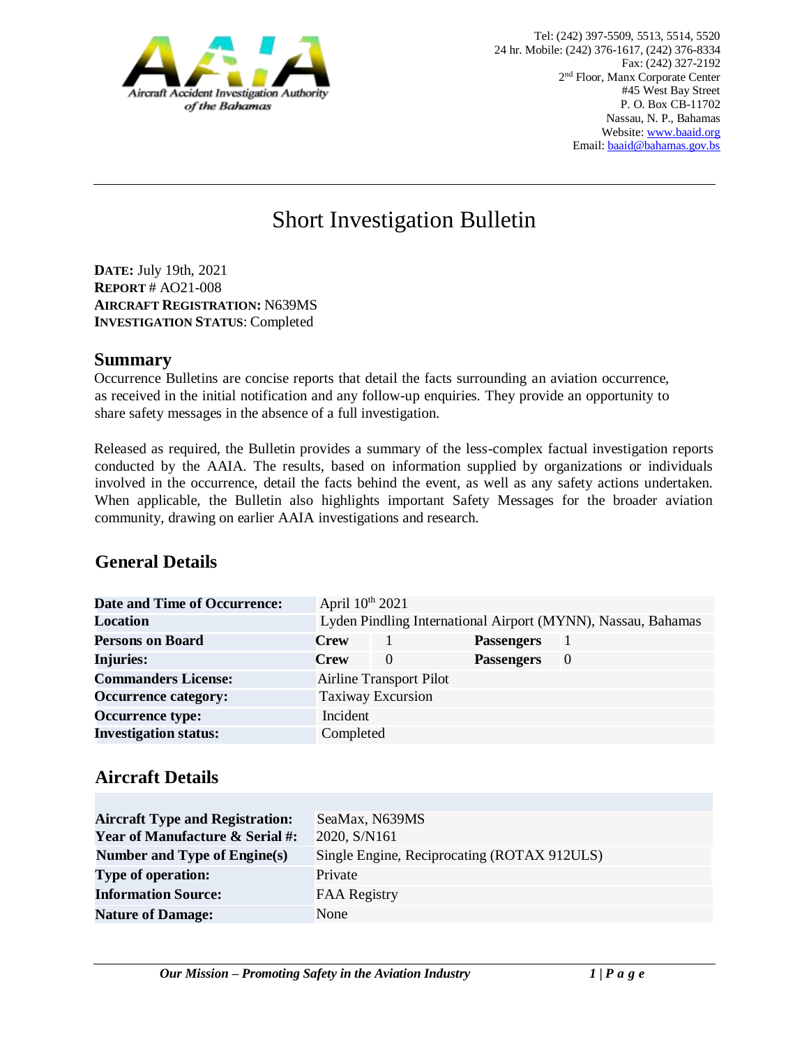Aircraft Accident Investigation Authority of the Bahamas

Tel: (242) 397-5509, 5513, 5514, 5520
24 hr. Mobile: (242) 376-1617, (242) 376-8334
Fax: (242) 327-2192
2nd Floor, Manx Corporate Center
#45 West Bay Street
P. O. Box CB-11702
Nassau, N. P., Bahamas
Website: www.baaid.org
Email: baaid@bahamas.gov.bs

# Short Investigation Bulletin

**DATE:** July 19th, 2021
**REPORT** # AO21-008
**AIRCRAFT REGISTRATION:** N639MS
**INVESTIGATION STATUS**: Completed

## Summary

Occurrence Bulletins are concise reports that detail the facts surrounding an aviation occurrence, as received in the initial notification and any follow-up enquiries. They provide an opportunity to share safety messages in the absence of a full investigation.

Released as required, the Bulletin provides a summary of the less-complex factual investigation reports conducted by the AAIA. The results, based on information supplied by organizations or individuals involved in the occurrence, detail the facts behind the event, as well as any safety actions undertaken. When applicable, the Bulletin also highlights important Safety Messages for the broader aviation community, drawing on earlier AAIA investigations and research.

## General Details

| | | | | |
|---|---|---|---|---|
| **Date and Time of Occurrence:** | April 10th 2021 | | | |
| **Location** | Lyden Pindling International Airport (MYNN), Nassau, Bahamas | | | |
| **Persons on Board** | **Crew** | 1 | **Passengers** | 1 |
| **Injuries:** | **Crew** | 0 | **Passengers** | 0 |
| **Commanders License:** | Airline Transport Pilot | | | |
| **Occurrence category:** | Taxiway Excursion | | | |
| **Occurrence type:** | Incident | | | |
| **Investigation status:** | Completed | | | |

## Aircraft Details

| | |
|---|---|
| **Aircraft Type and Registration:** | SeaMax, N639MS |
| **Year of Manufacture & Serial #:** | 2020, S/N161 |
| **Number and Type of Engine(s)** | Single Engine, Reciprocating (ROTAX 912ULS) |
| **Type of operation:** | Private |
| **Information Source:** | FAA Registry |
| **Nature of Damage:** | None |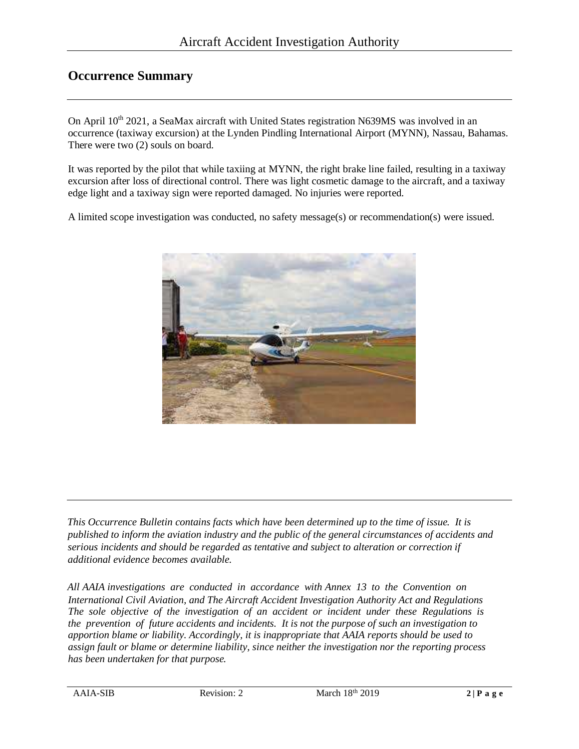## Occurrence Summary

On April 10th 2021, a SeaMax aircraft with United States registration N639MS was involved in an occurrence (taxiway excursion) at the Lynden Pindling International Airport (MYNN), Nassau, Bahamas. There were two (2) souls on board.

It was reported by the pilot that while taxiing at MYNN, the right brake line failed, resulting in a taxiway excursion after loss of directional control. There was light cosmetic damage to the aircraft, and a taxiway edge light and a taxiway sign were reported damaged. No injuries were reported.

A limited scope investigation was conducted, no safety message(s) or recommendation(s) were issued.

*This Occurrence Bulletin contains facts which have been determined up to the time of issue. It is published to inform the aviation industry and the public of the general circumstances of accidents and serious incidents and should be regarded as tentative and subject to alteration or correction if additional evidence becomes available.*

*All AAIA investigations are conducted in accordance with Annex 13 to the Convention on International Civil Aviation, and The Aircraft Accident Investigation Authority Act and Regulations The sole objective of the investigation of an accident or incident under these Regulations is the prevention of future accidents and incidents. It is not the purpose of such an investigation to apportion blame or liability. Accordingly, it is inappropriate that AAIA reports should be used to assign fault or blame or determine liability, since neither the investigation nor the reporting process has been undertaken for that purpose.*